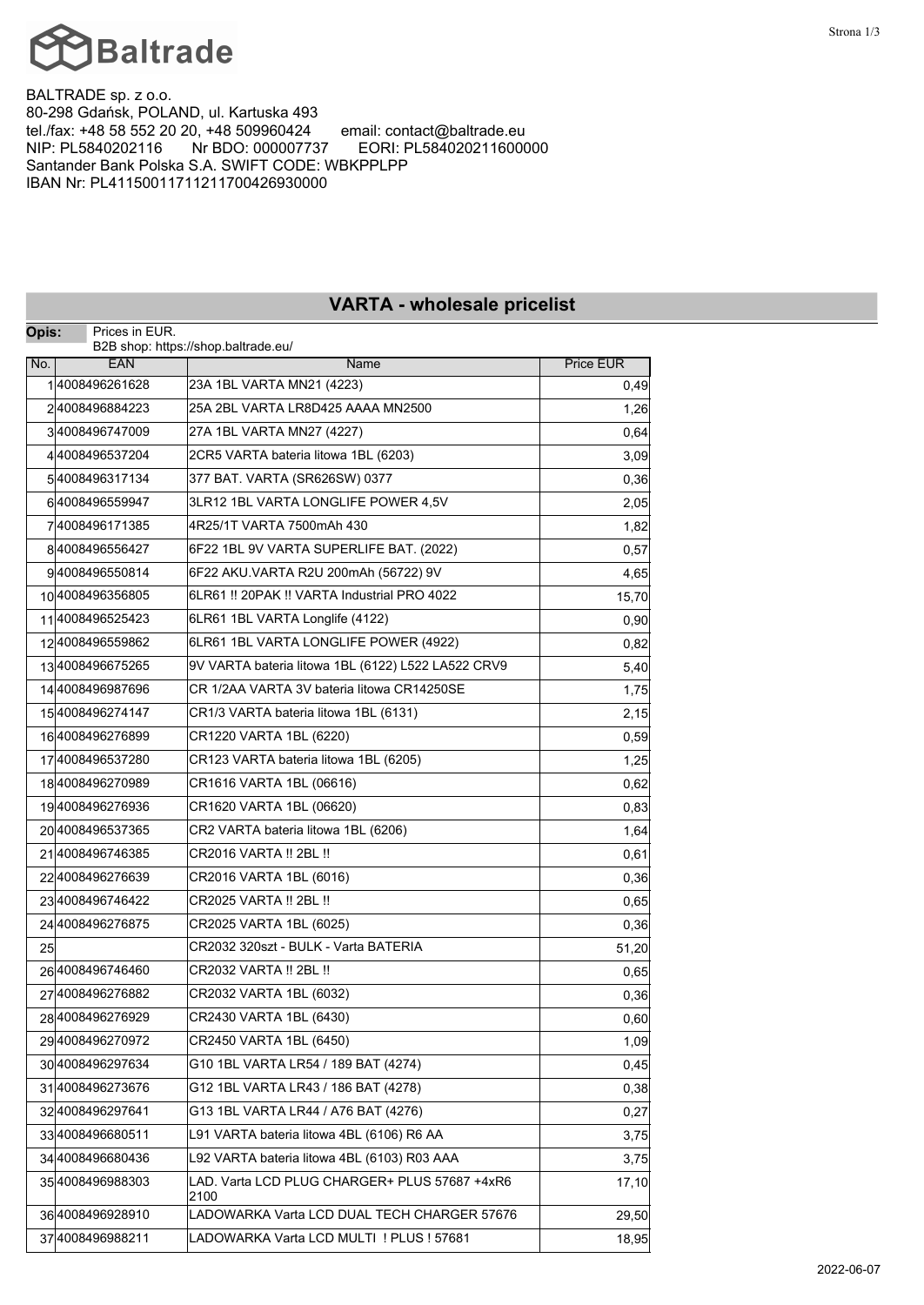# Baltrade

BALTRADE sp. z o.o.
80-298 Gdańsk, POLAND, ul. Kartuska 493
tel./fax: +48 58 552 20 20, +48 509960424 email: contact@baltrade.eu
NIP: PL5840202116 Nr BDO: 000007737 EORI: PL584020211600000
Santander Bank Polska S.A. SWIFT CODE: WBKPPLPP
IBAN Nr: PL41150011711211700426930000

## VARTA - wholesale pricelist

**Opis:** Prices in EUR.
B2B shop: https://shop.baltrade.eu/

| No. | EAN | Name | Price EUR |
|---|---|---|---|
| 1 | 4008496261628 | 23A 1BL VARTA MN21 (4223) | 0,49 |
| 2 | 4008496884223 | 25A 2BL VARTA LR8D425 AAAA MN2500 | 1,26 |
| 3 | 4008496747009 | 27A 1BL VARTA MN27 (4227) | 0,64 |
| 4 | 4008496537204 | 2CR5 VARTA bateria litowa 1BL (6203) | 3,09 |
| 5 | 4008496317134 | 377 BAT. VARTA (SR626SW) 0377 | 0,36 |
| 6 | 4008496559947 | 3LR12 1BL VARTA LONGLIFE POWER 4,5V | 2,05 |
| 7 | 4008496171385 | 4R25/1T VARTA 7500mAh 430 | 1,82 |
| 8 | 4008496556427 | 6F22 1BL 9V VARTA SUPERLIFE BAT. (2022) | 0,57 |
| 9 | 4008496550814 | 6F22 AKU.VARTA R2U 200mAh (56722) 9V | 4,65 |
| 10 | 4008496356805 | 6LR61 !! 20PAK !! VARTA Industrial PRO 4022 | 15,70 |
| 11 | 4008496525423 | 6LR61 1BL VARTA Longlife (4122) | 0,90 |
| 12 | 4008496559862 | 6LR61 1BL VARTA LONGLIFE POWER (4922) | 0,82 |
| 13 | 4008496675265 | 9V VARTA bateria litowa 1BL (6122) L522 LA522 CRV9 | 5,40 |
| 14 | 4008496987696 | CR 1/2AA VARTA 3V bateria litowa CR14250SE | 1,75 |
| 15 | 4008496274147 | CR1/3 VARTA bateria litowa 1BL (6131) | 2,15 |
| 16 | 4008496276899 | CR1220 VARTA 1BL (6220) | 0,59 |
| 17 | 4008496537280 | CR123 VARTA bateria litowa 1BL (6205) | 1,25 |
| 18 | 4008496270989 | CR1616 VARTA 1BL (06616) | 0,62 |
| 19 | 4008496276936 | CR1620 VARTA 1BL (06620) | 0,83 |
| 20 | 4008496537365 | CR2 VARTA bateria litowa 1BL (6206) | 1,64 |
| 21 | 4008496746385 | CR2016 VARTA !! 2BL !! | 0,61 |
| 22 | 4008496276639 | CR2016 VARTA 1BL (6016) | 0,36 |
| 23 | 4008496746422 | CR2025 VARTA !! 2BL !! | 0,65 |
| 24 | 4008496276875 | CR2025 VARTA 1BL (6025) | 0,36 |
| 25 | | CR2032 320szt - BULK - Varta BATERIA | 51,20 |
| 26 | 4008496746460 | CR2032 VARTA !! 2BL !! | 0,65 |
| 27 | 4008496276882 | CR2032 VARTA 1BL (6032) | 0,36 |
| 28 | 4008496276929 | CR2430 VARTA 1BL (6430) | 0,60 |
| 29 | 4008496270972 | CR2450 VARTA 1BL (6450) | 1,09 |
| 30 | 4008496297634 | G10 1BL VARTA LR54 / 189 BAT (4274) | 0,45 |
| 31 | 4008496273676 | G12 1BL VARTA LR43 / 186 BAT (4278) | 0,38 |
| 32 | 4008496297641 | G13 1BL VARTA LR44 / A76 BAT (4276) | 0,27 |
| 33 | 4008496680511 | L91 VARTA bateria litowa 4BL (6106) R6 AA | 3,75 |
| 34 | 4008496680436 | L92 VARTA bateria litowa 4BL (6103) R03 AAA | 3,75 |
| 35 | 4008496988303 | LAD. Varta LCD PLUG CHARGER+ PLUS 57687 +4xR6 2100 | 17,10 |
| 36 | 4008496928910 | LADOWARKA Varta LCD DUAL TECH CHARGER 57676 | 29,50 |
| 37 | 4008496988211 | LADOWARKA Varta LCD MULTI ! PLUS ! 57681 | 18,95 |

2022-06-07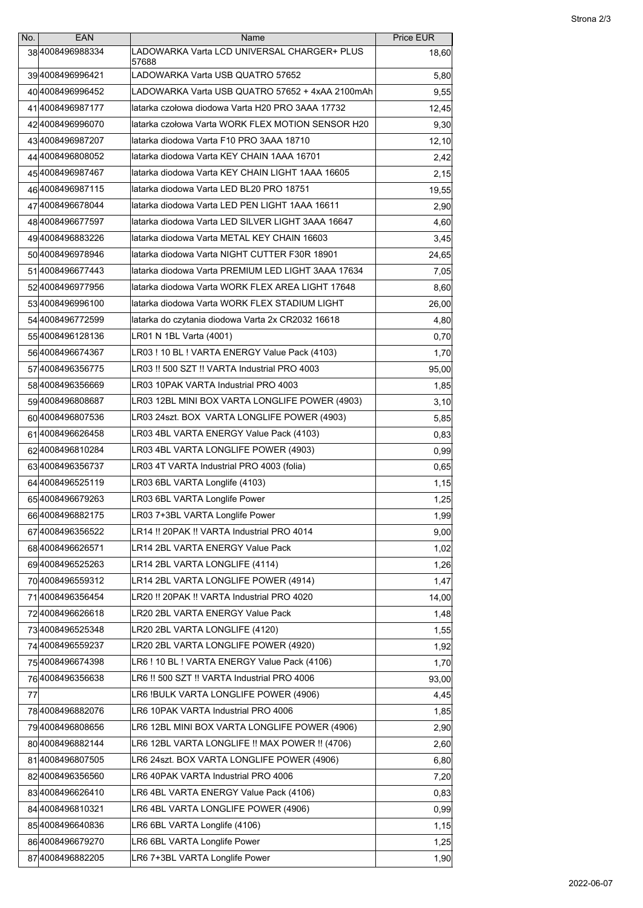| No. | EAN | Name | Price EUR |
|---|---|---|---|
| 38 | 4008496988334 | LADOWARKA Varta LCD UNIVERSAL CHARGER+ PLUS 57688 | 18,60 |
| 39 | 4008496996421 | LADOWARKA Varta USB QUATRO 57652 | 5,80 |
| 40 | 4008496996452 | LADOWARKA Varta USB QUATRO 57652 + 4xAA 2100mAh | 9,55 |
| 41 | 4008496987177 | latarka czołowa diodowa Varta H20 PRO 3AAA 17732 | 12,45 |
| 42 | 4008496996070 | latarka czołowa Varta WORK FLEX MOTION SENSOR H20 | 9,30 |
| 43 | 4008496987207 | latarka diodowa Varta F10 PRO 3AAA 18710 | 12,10 |
| 44 | 4008496808052 | latarka diodowa Varta KEY CHAIN 1AAA 16701 | 2,42 |
| 45 | 4008496987467 | latarka diodowa Varta KEY CHAIN LIGHT 1AAA 16605 | 2,15 |
| 46 | 4008496987115 | latarka diodowa Varta LED BL20 PRO 18751 | 19,55 |
| 47 | 4008496678044 | latarka diodowa Varta LED PEN LIGHT 1AAA 16611 | 2,90 |
| 48 | 4008496677597 | latarka diodowa Varta LED SILVER LIGHT 3AAA 16647 | 4,60 |
| 49 | 4008496883226 | latarka diodowa Varta METAL KEY CHAIN 16603 | 3,45 |
| 50 | 4008496978946 | latarka diodowa Varta NIGHT CUTTER F30R 18901 | 24,65 |
| 51 | 4008496677443 | latarka diodowa Varta PREMIUM LED LIGHT 3AAA 17634 | 7,05 |
| 52 | 4008496977956 | latarka diodowa Varta WORK FLEX AREA LIGHT 17648 | 8,60 |
| 53 | 4008496996100 | latarka diodowa Varta WORK FLEX STADIUM LIGHT | 26,00 |
| 54 | 4008496772599 | latarka do czytania diodowa Varta 2x CR2032 16618 | 4,80 |
| 55 | 4008496128136 | LR01 N 1BL Varta (4001) | 0,70 |
| 56 | 4008496674367 | LR03 ! 10 BL ! VARTA ENERGY Value Pack (4103) | 1,70 |
| 57 | 4008496356775 | LR03 !! 500 SZT !! VARTA Industrial PRO 4003 | 95,00 |
| 58 | 4008496356669 | LR03 10PAK VARTA Industrial PRO 4003 | 1,85 |
| 59 | 4008496808687 | LR03 12BL MINI BOX VARTA LONGLIFE POWER (4903) | 3,10 |
| 60 | 4008496807536 | LR03 24szt. BOX VARTA LONGLIFE POWER (4903) | 5,85 |
| 61 | 4008496626458 | LR03 4BL VARTA ENERGY Value Pack (4103) | 0,83 |
| 62 | 4008496810284 | LR03 4BL VARTA LONGLIFE POWER (4903) | 0,99 |
| 63 | 4008496356737 | LR03 4T VARTA Industrial PRO 4003 (folia) | 0,65 |
| 64 | 4008496525119 | LR03 6BL VARTA Longlife (4103) | 1,15 |
| 65 | 4008496679263 | LR03 6BL VARTA Longlife Power | 1,25 |
| 66 | 4008496882175 | LR03 7+3BL VARTA Longlife Power | 1,99 |
| 67 | 4008496356522 | LR14 !! 20PAK !! VARTA Industrial PRO 4014 | 9,00 |
| 68 | 4008496626571 | LR14 2BL VARTA ENERGY Value Pack | 1,02 |
| 69 | 4008496525263 | LR14 2BL VARTA LONGLIFE (4114) | 1,26 |
| 70 | 4008496559312 | LR14 2BL VARTA LONGLIFE POWER (4914) | 1,47 |
| 71 | 4008496356454 | LR20 !! 20PAK !! VARTA Industrial PRO 4020 | 14,00 |
| 72 | 4008496626618 | LR20 2BL VARTA ENERGY Value Pack | 1,48 |
| 73 | 4008496525348 | LR20 2BL VARTA LONGLIFE (4120) | 1,55 |
| 74 | 4008496559237 | LR20 2BL VARTA LONGLIFE POWER (4920) | 1,92 |
| 75 | 4008496674398 | LR6 ! 10 BL ! VARTA ENERGY Value Pack (4106) | 1,70 |
| 76 | 4008496356638 | LR6 !! 500 SZT !! VARTA Industrial PRO 4006 | 93,00 |
| 77 | | LR6 !BULK VARTA LONGLIFE POWER (4906) | 4,45 |
| 78 | 4008496882076 | LR6 10PAK VARTA Industrial PRO 4006 | 1,85 |
| 79 | 4008496808656 | LR6 12BL MINI BOX VARTA LONGLIFE POWER (4906) | 2,90 |
| 80 | 4008496882144 | LR6 12BL VARTA LONGLIFE !! MAX POWER !! (4706) | 2,60 |
| 81 | 4008496807505 | LR6 24szt. BOX VARTA LONGLIFE POWER (4906) | 6,80 |
| 82 | 4008496356560 | LR6 40PAK VARTA Industrial PRO 4006 | 7,20 |
| 83 | 4008496626410 | LR6 4BL VARTA ENERGY Value Pack (4106) | 0,83 |
| 84 | 4008496810321 | LR6 4BL VARTA LONGLIFE POWER (4906) | 0,99 |
| 85 | 4008496640836 | LR6 6BL VARTA Longlife (4106) | 1,15 |
| 86 | 4008496679270 | LR6 6BL VARTA Longlife Power | 1,25 |
| 87 | 4008496882205 | LR6 7+3BL VARTA Longlife Power | 1,90 |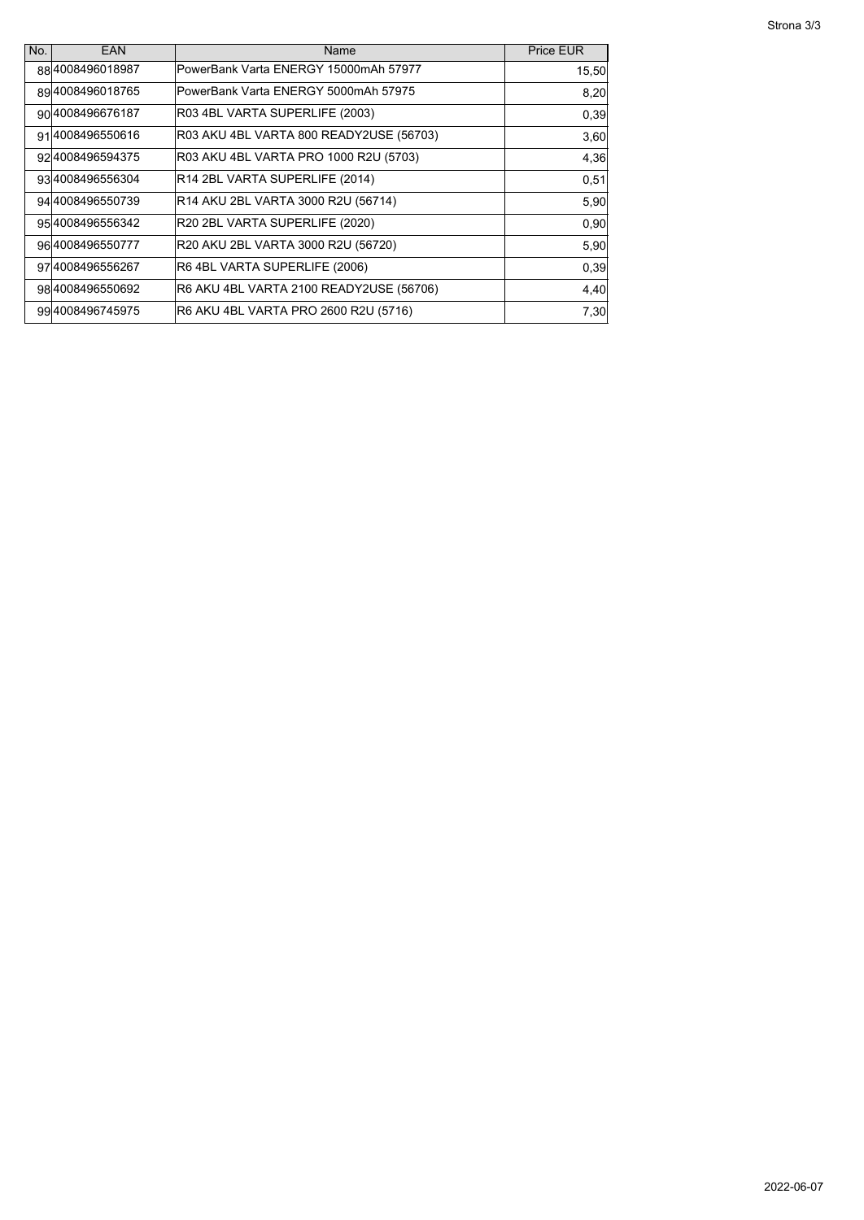| No. | EAN | Name | Price EUR |
|---|---|---|---|
| 88 | 4008496018987 | PowerBank Varta ENERGY 15000mAh 57977 | 15,50 |
| 89 | 4008496018765 | PowerBank Varta ENERGY 5000mAh 57975 | 8,20 |
| 90 | 4008496676187 | R03 4BL VARTA SUPERLIFE (2003) | 0,39 |
| 91 | 4008496550616 | R03 AKU 4BL VARTA 800 READY2USE (56703) | 3,60 |
| 92 | 4008496594375 | R03 AKU 4BL VARTA PRO 1000 R2U (5703) | 4,36 |
| 93 | 4008496556304 | R14 2BL VARTA SUPERLIFE (2014) | 0,51 |
| 94 | 4008496550739 | R14 AKU 2BL VARTA 3000 R2U (56714) | 5,90 |
| 95 | 4008496556342 | R20 2BL VARTA SUPERLIFE (2020) | 0,90 |
| 96 | 4008496550777 | R20 AKU 2BL VARTA 3000 R2U (56720) | 5,90 |
| 97 | 4008496556267 | R6 4BL VARTA SUPERLIFE (2006) | 0,39 |
| 98 | 4008496550692 | R6 AKU 4BL VARTA 2100 READY2USE (56706) | 4,40 |
| 99 | 4008496745975 | R6 AKU 4BL VARTA PRO 2600 R2U (5716) | 7,30 |